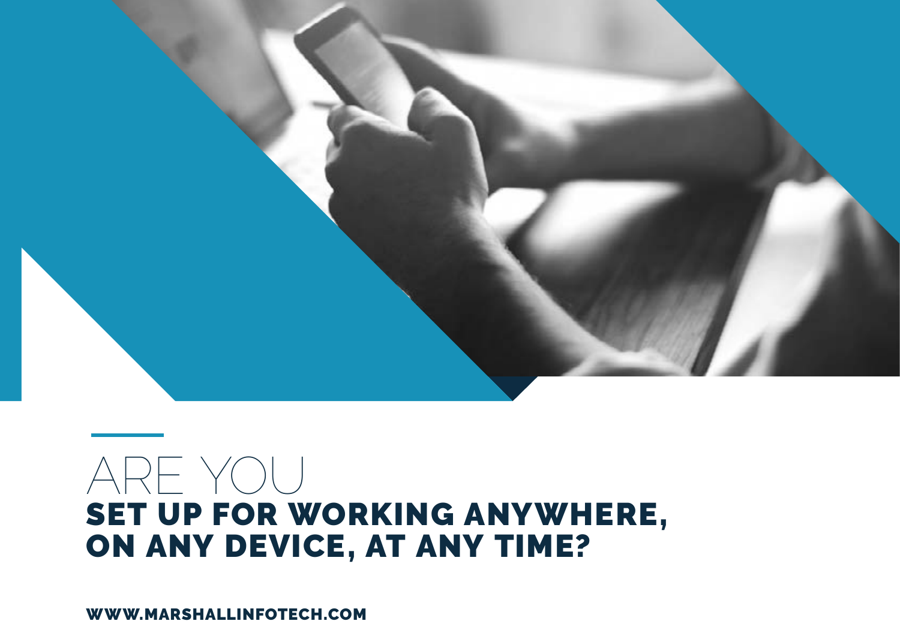# ARE YOU SET UP FOR WORKING ANYWHERE, ON ANY DEVICE, AT ANY TIME?

WWW.MARSHALLINFOTECH.COM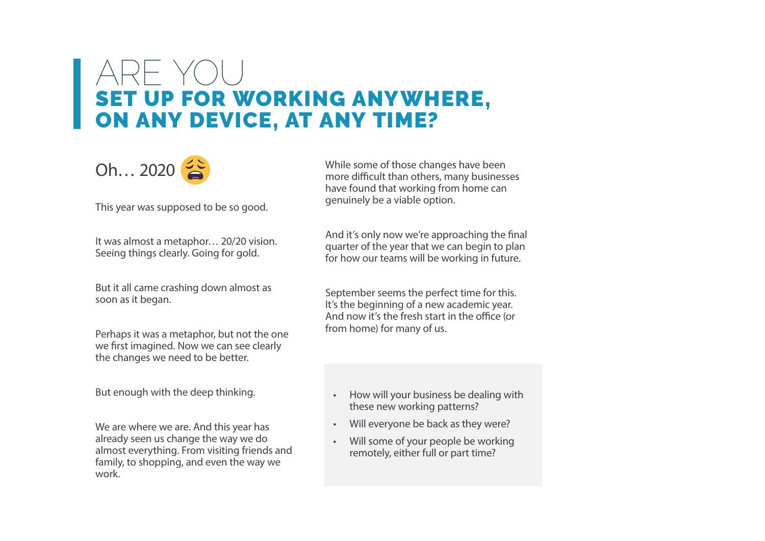# ARE YOU SET UP FOR WORKING ANYWHERE, ON ANY DEVICE, AT ANY TIME?

## Oh… 2020 😩

This year was supposed to be so good.

It was almost a metaphor… 20/20 vision. Seeing things clearly. Going for gold.

But it all came crashing down almost as soon as it began.

Perhaps it was a metaphor, but not the one we first imagined. Now we can see clearly the changes we need to be better.

But enough with the deep thinking.

We are where we are. And this year has already seen us change the way we do almost everything. From visiting friends and family, to shopping, and even the way we work.

While some of those changes have been more difficult than others, many businesses have found that working from home can genuinely be a viable option.

And it's only now we're approaching the final quarter of the year that we can begin to plan for how our teams will be working in future.

September seems the perfect time for this. It's the beginning of a new academic year. And now it's the fresh start in the office (or from home) for many of us.

- How will your business be dealing with these new working patterns?
- Will everyone be back as they were?
- Will some of your people be working remotely, either full or part time?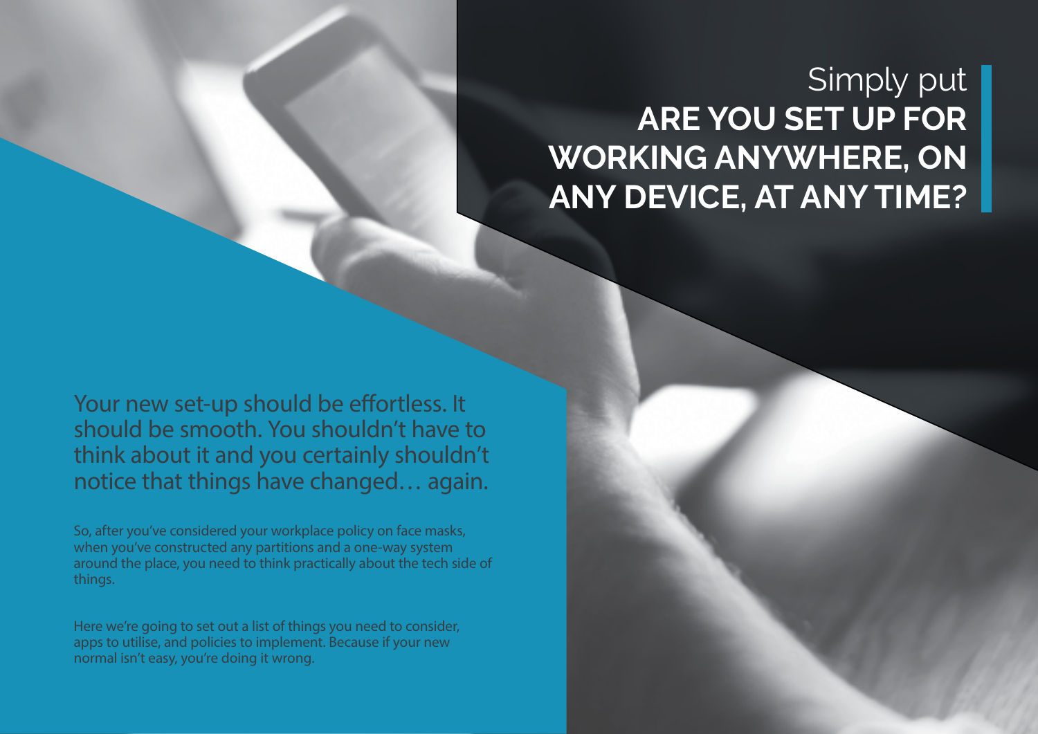# Simply put **ARE YOU SET UP FOR WORKING ANYWHERE, ON ANY DEVICE, AT ANY TIME?**

Your new set-up should be effortless. It should be smooth. You shouldn't have to think about it and you certainly shouldn't notice that things have changed… again.

So, after you've considered your workplace policy on face masks, when you've constructed any partitions and a one-way system around the place, you need to think practically about the tech side of things.

Here we're going to set out a list of things you need to consider, apps to utilise, and policies to implement. Because if your new normal isn't easy, you're doing it wrong.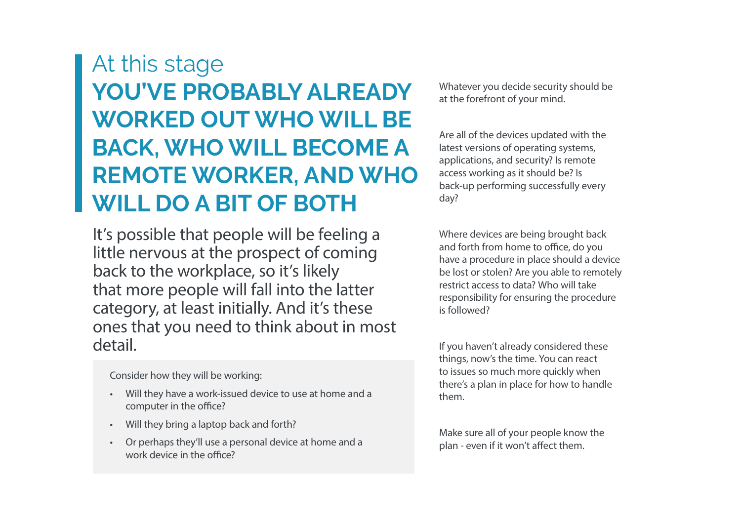# At this stage **YOU'VE PROBABLY ALREADY WORKED OUT WHO WILL BE BACK, WHO WILL BECOME A REMOTE WORKER, AND WHO WILL DO A BIT OF BOTH**

It's possible that people will be feeling a little nervous at the prospect of coming back to the workplace, so it's likely that more people will fall into the latter category, at least initially. And it's these ones that you need to think about in most detail.

Consider how they will be working:

- Will they have a work-issued device to use at home and a computer in the office?
- Will they bring a laptop back and forth?
- Or perhaps they'll use a personal device at home and a work device in the office?

Whatever you decide security should be at the forefront of your mind.

Are all of the devices updated with the latest versions of operating systems, applications, and security? Is remote access working as it should be? Is back-up performing successfully every day?

Where devices are being brought back and forth from home to office, do you have a procedure in place should a device be lost or stolen? Are you able to remotely restrict access to data? Who will take responsibility for ensuring the procedure is followed?

If you haven't already considered these things, now's the time. You can react to issues so much more quickly when there's a plan in place for how to handle them.

Make sure all of your people know the plan - even if it won't affect them.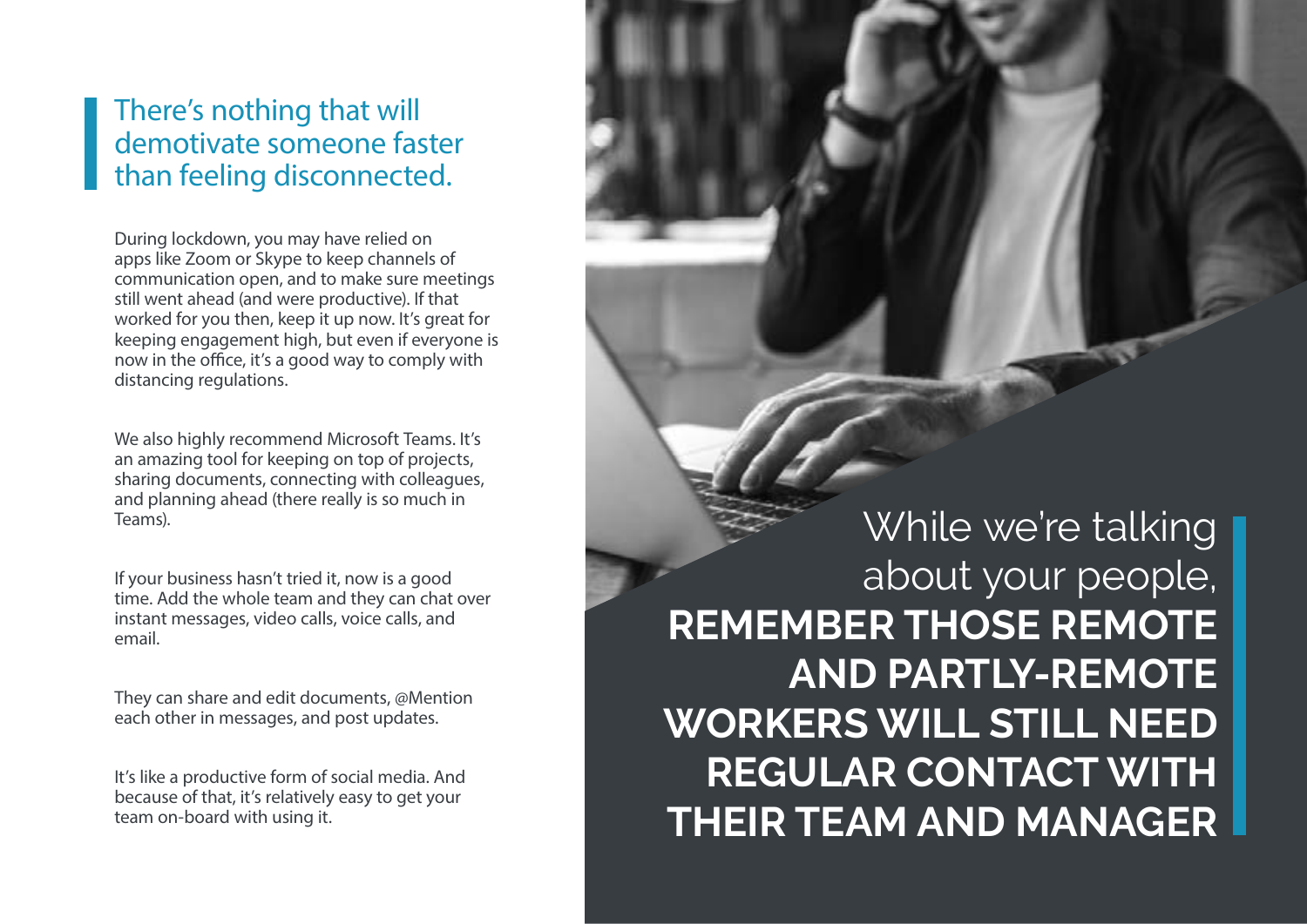## There's nothing that will demotivate someone faster than feeling disconnected.

During lockdown, you may have relied on apps like Zoom or Skype to keep channels of communication open, and to make sure meetings still went ahead (and were productive). If that worked for you then, keep it up now. It's great for keeping engagement high, but even if everyone is now in the office, it's a good way to comply with distancing regulations.

We also highly recommend Microsoft Teams. It's an amazing tool for keeping on top of projects, sharing documents, connecting with colleagues, and planning ahead (there really is so much in Teams).

If your business hasn't tried it, now is a good time. Add the whole team and they can chat over instant messages, video calls, voice calls, and email.

They can share and edit documents, @Mention each other in messages, and post updates.

It's like a productive form of social media. And because of that, it's relatively easy to get your team on-board with using it.

While we're talking about your people, **REMEMBER THOSE REMOTE AND PARTLY-REMOTE WORKERS WILL STILL NEED REGULAR CONTACT WITH THEIR TEAM AND MANAGER**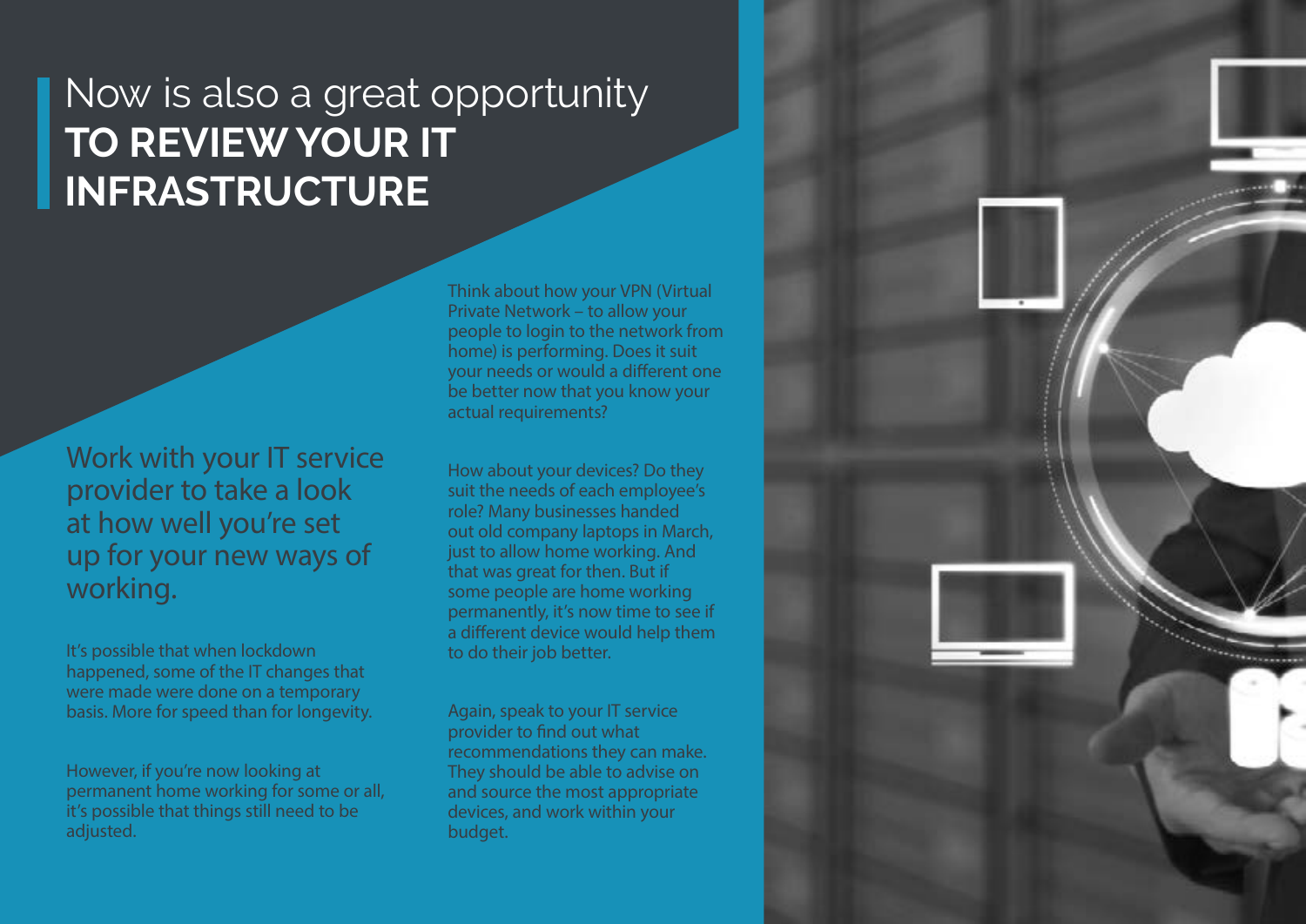# Now is also a great opportunity **TO REVIEW YOUR IT INFRASTRUCTURE**

## Work with your IT service provider to take a look at how well you're set up for your new ways of working.

It's possible that when lockdown happened, some of the IT changes that were made were done on a temporary basis. More for speed than for longevity.

However, if you're now looking at permanent home working for some or all, it's possible that things still need to be adjusted.

Think about how your VPN (Virtual Private Network – to allow your people to login to the network from home) is performing. Does it suit your needs or would a different one be better now that you know your actual requirements?

How about your devices? Do they suit the needs of each employee's role? Many businesses handed out old company laptops in March, just to allow home working. And that was great for then. But if some people are home working permanently, it's now time to see if a different device would help them to do their job better.

Again, speak to your IT service provider to find out what recommendations they can make. They should be able to advise on and source the most appropriate devices, and work within your budget.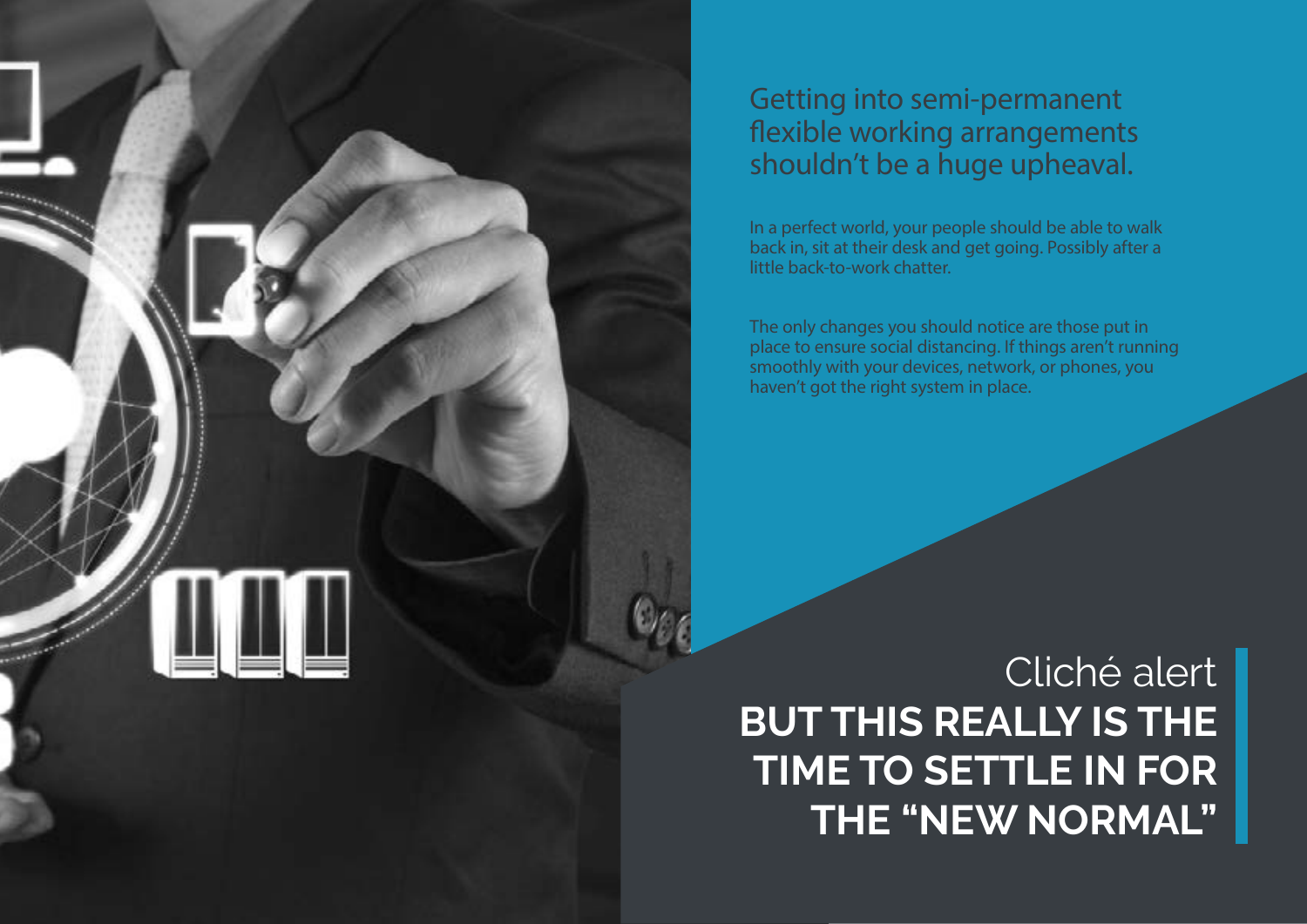## Getting into semi-permanent flexible working arrangements shouldn't be a huge upheaval.

In a perfect world, your people should be able to walk back in, sit at their desk and get going. Possibly after a little back-to-work chatter.

The only changes you should notice are those put in place to ensure social distancing. If things aren't running smoothly with your devices, network, or phones, you haven't got the right system in place.

Cliché alert

**BUT THIS REALLY IS THE TIME TO SETTLE IN FOR THE "NEW NORMAL"**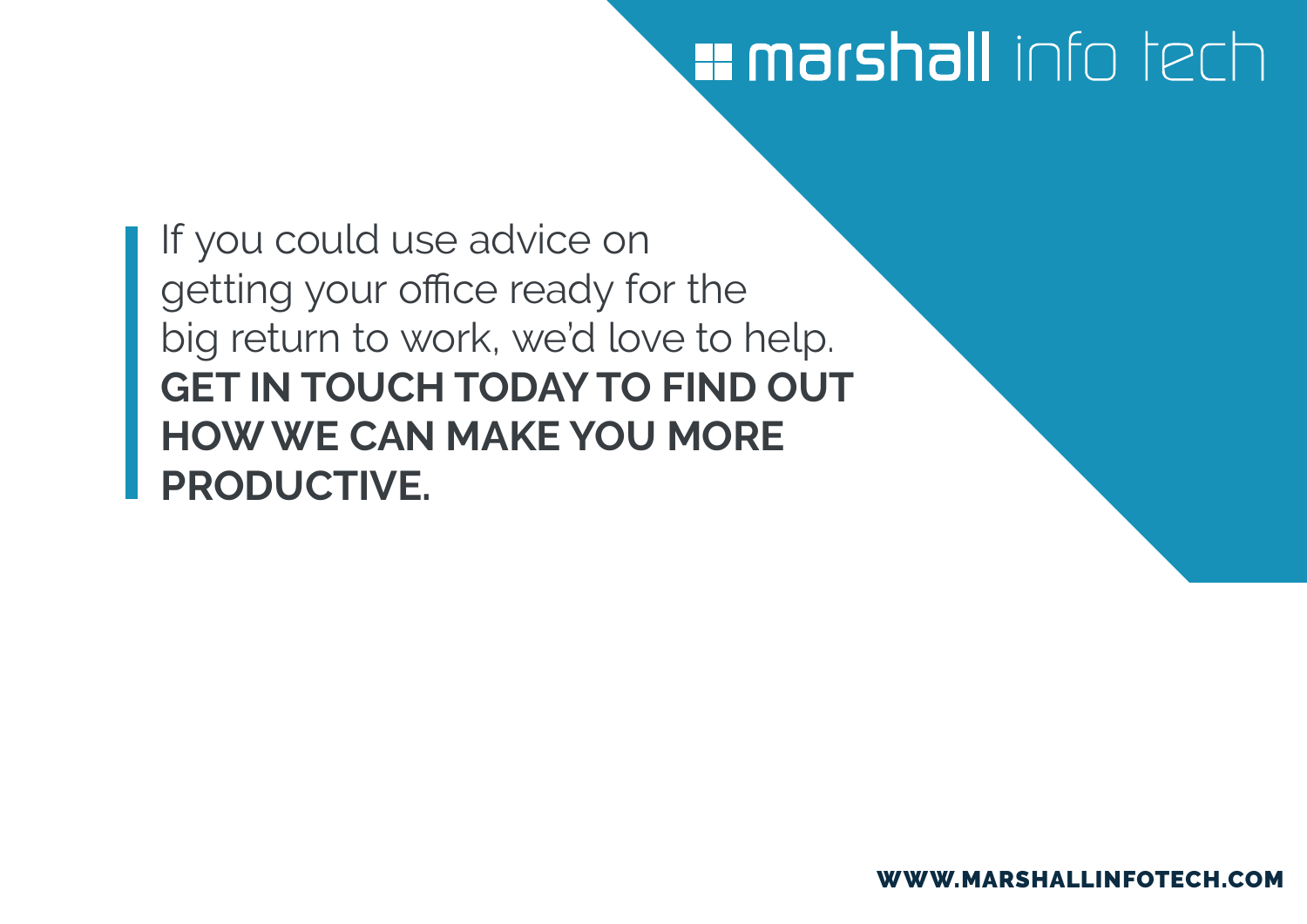marshall info tech

If you could use advice on getting your office ready for the big return to work, we'd love to help. **GET IN TOUCH TODAY TO FIND OUT HOW WE CAN MAKE YOU MORE PRODUCTIVE.**

WWW.MARSHALLINFOTECH.COM